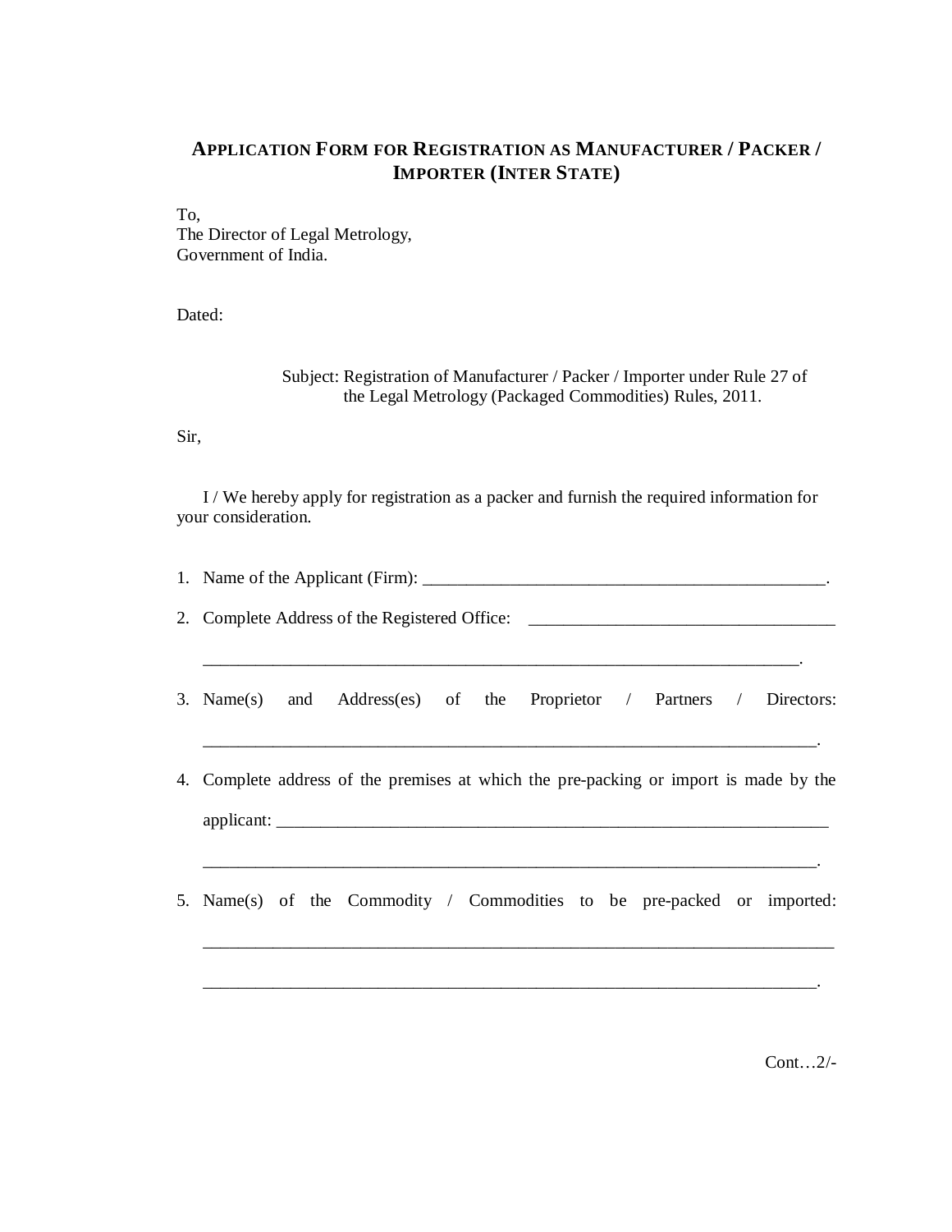# APPLICATION FORM FOR REGISTRATION AS MANUFACTURER / PACKER / IMPORTER (INTER STATE)

To,
The Director of Legal Metrology,
Government of India.

Dated:

Subject: Registration of Manufacturer / Packer / Importer under Rule 27 of the Legal Metrology (Packaged Commodities) Rules, 2011.

Sir,

I / We hereby apply for registration as a packer and furnish the required information for your consideration.

1. Name of the Applicant (Firm): _______________________________________________.
2. Complete Address of the Registered Office: ___________________________________

   ______________________________________________________________________.
3. Name(s) and Address(es) of the Proprietor / Partners / Directors:

   _______________________________________________________________________.
4. Complete address of the premises at which the pre-packing or import is made by the applicant: ________________________________________________________________

   _______________________________________________________________________.
5. Name(s) of the Commodity / Commodities to be pre-packed or imported:

   ________________________________________________________________________

   _______________________________________________________________________.

Cont…2/-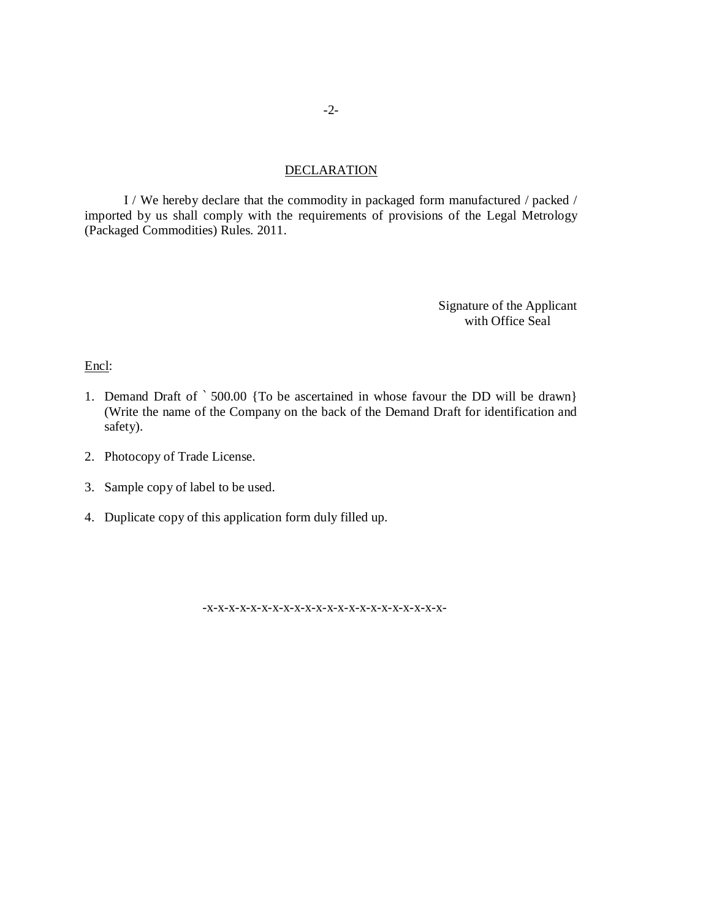## DECLARATION

I / We hereby declare that the commodity in packaged form manufactured / packed / imported by us shall comply with the requirements of provisions of the Legal Metrology (Packaged Commodities) Rules. 2011.

Signature of the Applicant
with Office Seal

Encl:

1. Demand Draft of ` 500.00 {To be ascertained in whose favour the DD will be drawn} (Write the name of the Company on the back of the Demand Draft for identification and safety).
2. Photocopy of Trade License.
3. Sample copy of label to be used.
4. Duplicate copy of this application form duly filled up.

-x-x-x-x-x-x-x-x-x-x-x-x-x-x-x-x-x-x-x-x-x-x-